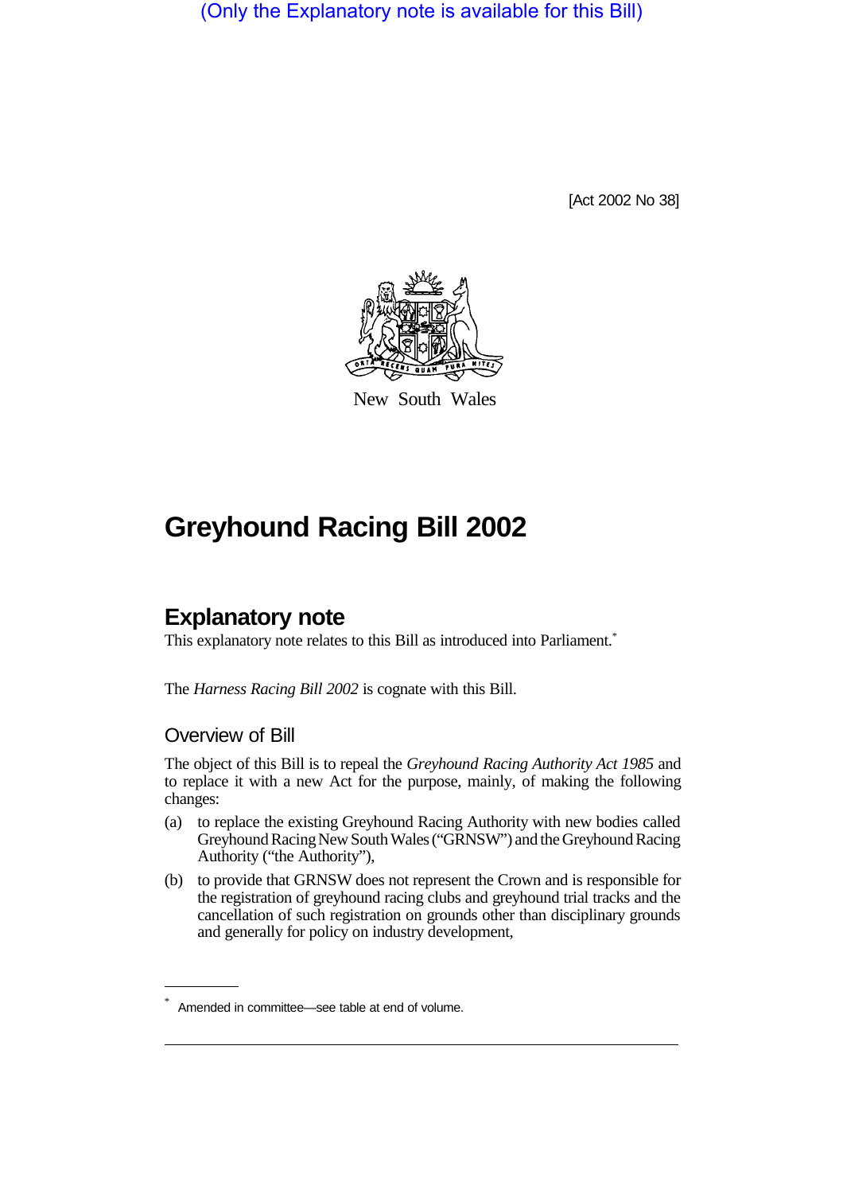(Only the Explanatory note is available for this Bill)

[Act 2002 No 38]

New South Wales

# Greyhound Racing Bill 2002

## Explanatory note

This explanatory note relates to this Bill as introduced into Parliament.*

The *Harness Racing Bill 2002* is cognate with this Bill.

### Overview of Bill

The object of this Bill is to repeal the *Greyhound Racing Authority Act 1985* and to replace it with a new Act for the purpose, mainly, of making the following changes:

(a) to replace the existing Greyhound Racing Authority with new bodies called Greyhound Racing New South Wales ("GRNSW") and the Greyhound Racing Authority ("the Authority"),

(b) to provide that GRNSW does not represent the Crown and is responsible for the registration of greyhound racing clubs and greyhound trial tracks and the cancellation of such registration on grounds other than disciplinary grounds and generally for policy on industry development,

\* Amended in committee—see table at end of volume.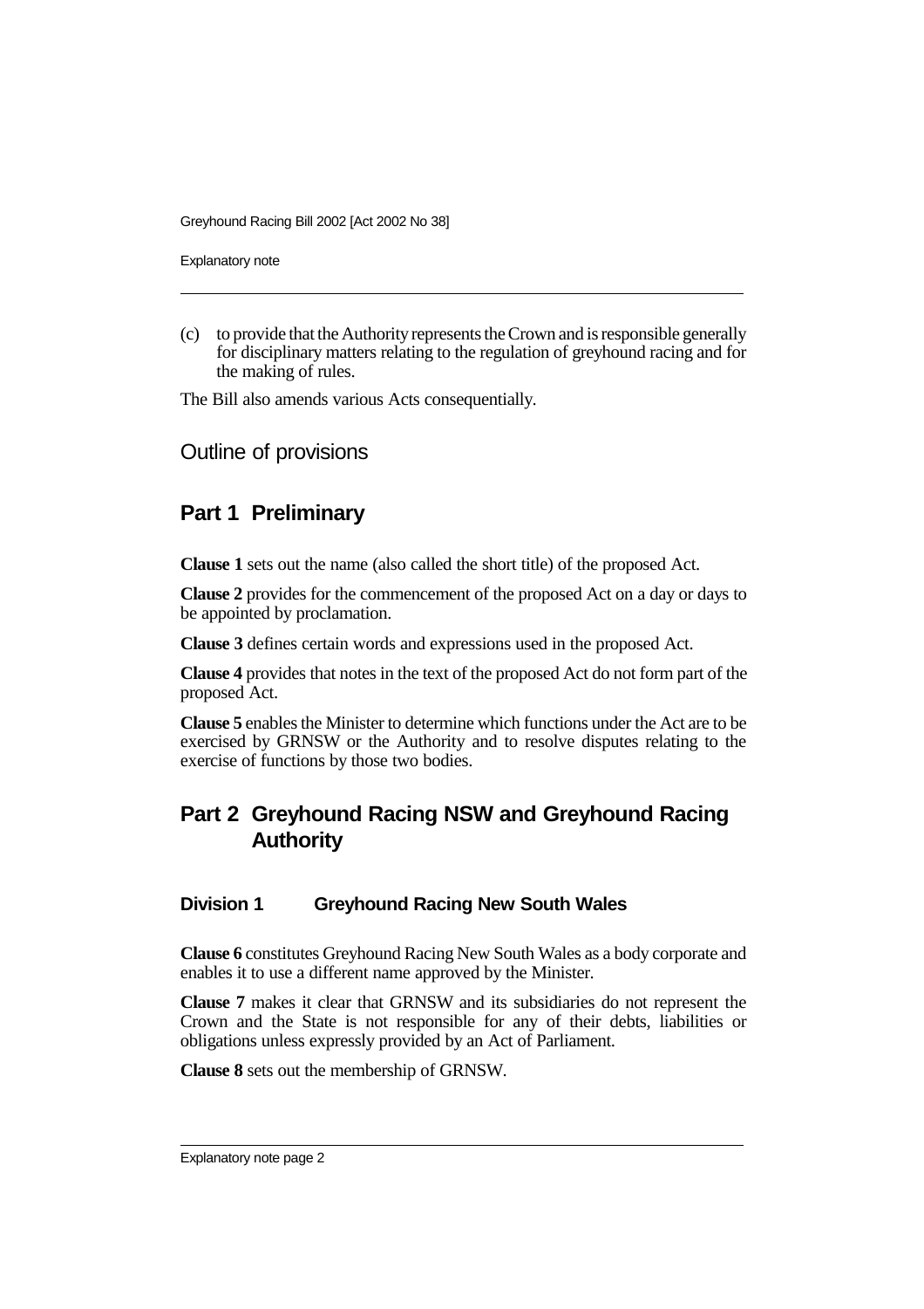(c) to provide that the Authority represents the Crown and is responsible generally for disciplinary matters relating to the regulation of greyhound racing and for the making of rules.

The Bill also amends various Acts consequentially.

## Outline of provisions

## Part 1 Preliminary

**Clause 1** sets out the name (also called the short title) of the proposed Act.

**Clause 2** provides for the commencement of the proposed Act on a day or days to be appointed by proclamation.

**Clause 3** defines certain words and expressions used in the proposed Act.

**Clause 4** provides that notes in the text of the proposed Act do not form part of the proposed Act.

**Clause 5** enables the Minister to determine which functions under the Act are to be exercised by GRNSW or the Authority and to resolve disputes relating to the exercise of functions by those two bodies.

## Part 2 Greyhound Racing NSW and Greyhound Racing Authority

### Division 1 Greyhound Racing New South Wales

**Clause 6** constitutes Greyhound Racing New South Wales as a body corporate and enables it to use a different name approved by the Minister.

**Clause 7** makes it clear that GRNSW and its subsidiaries do not represent the Crown and the State is not responsible for any of their debts, liabilities or obligations unless expressly provided by an Act of Parliament.

**Clause 8** sets out the membership of GRNSW.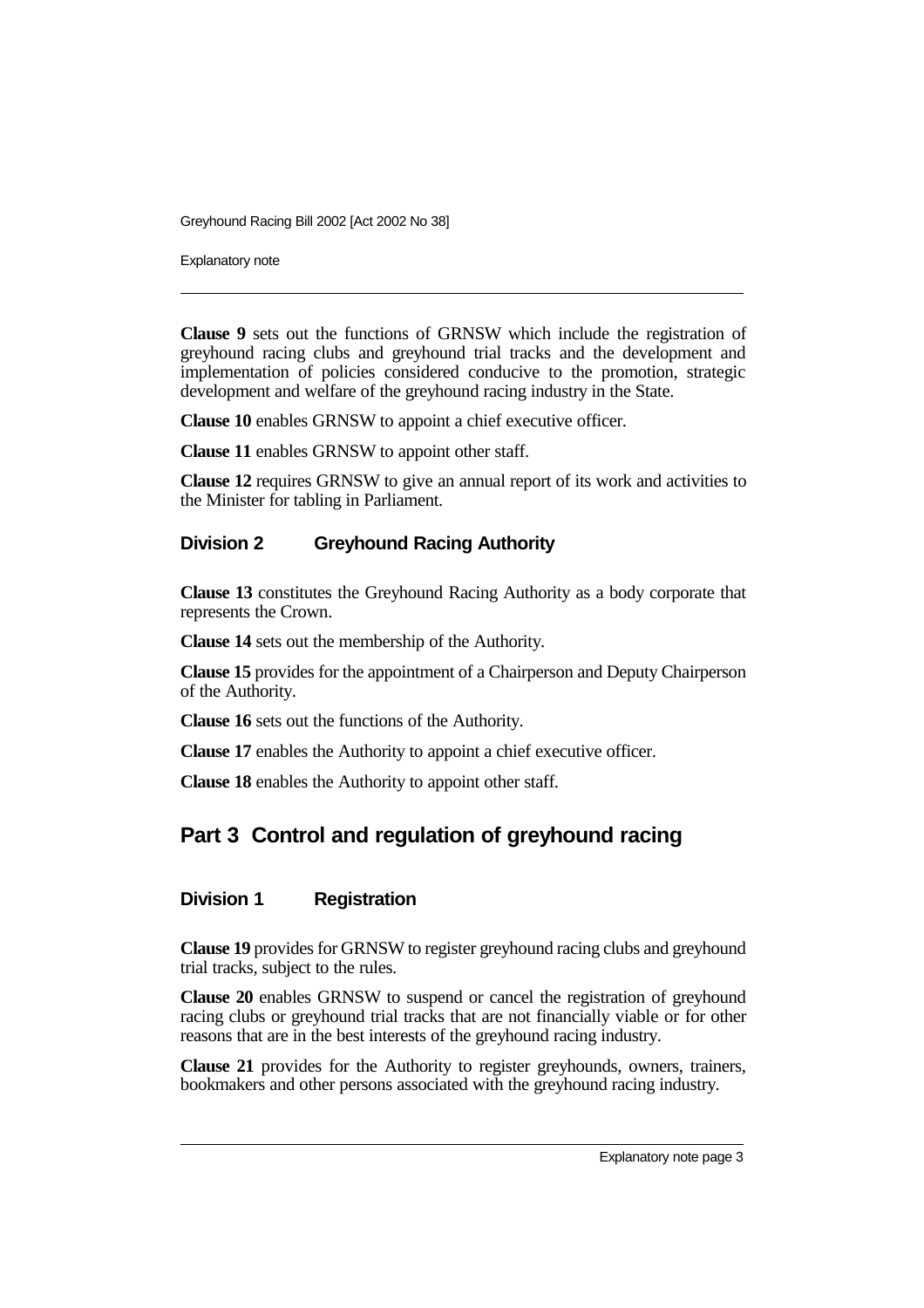**Clause 9** sets out the functions of GRNSW which include the registration of greyhound racing clubs and greyhound trial tracks and the development and implementation of policies considered conducive to the promotion, strategic development and welfare of the greyhound racing industry in the State.

**Clause 10** enables GRNSW to appoint a chief executive officer.

**Clause 11** enables GRNSW to appoint other staff.

**Clause 12** requires GRNSW to give an annual report of its work and activities to the Minister for tabling in Parliament.

### Division 2 Greyhound Racing Authority

**Clause 13** constitutes the Greyhound Racing Authority as a body corporate that represents the Crown.

**Clause 14** sets out the membership of the Authority.

**Clause 15** provides for the appointment of a Chairperson and Deputy Chairperson of the Authority.

**Clause 16** sets out the functions of the Authority.

**Clause 17** enables the Authority to appoint a chief executive officer.

**Clause 18** enables the Authority to appoint other staff.

## Part 3 Control and regulation of greyhound racing

### Division 1 Registration

**Clause 19** provides for GRNSW to register greyhound racing clubs and greyhound trial tracks, subject to the rules.

**Clause 20** enables GRNSW to suspend or cancel the registration of greyhound racing clubs or greyhound trial tracks that are not financially viable or for other reasons that are in the best interests of the greyhound racing industry.

**Clause 21** provides for the Authority to register greyhounds, owners, trainers, bookmakers and other persons associated with the greyhound racing industry.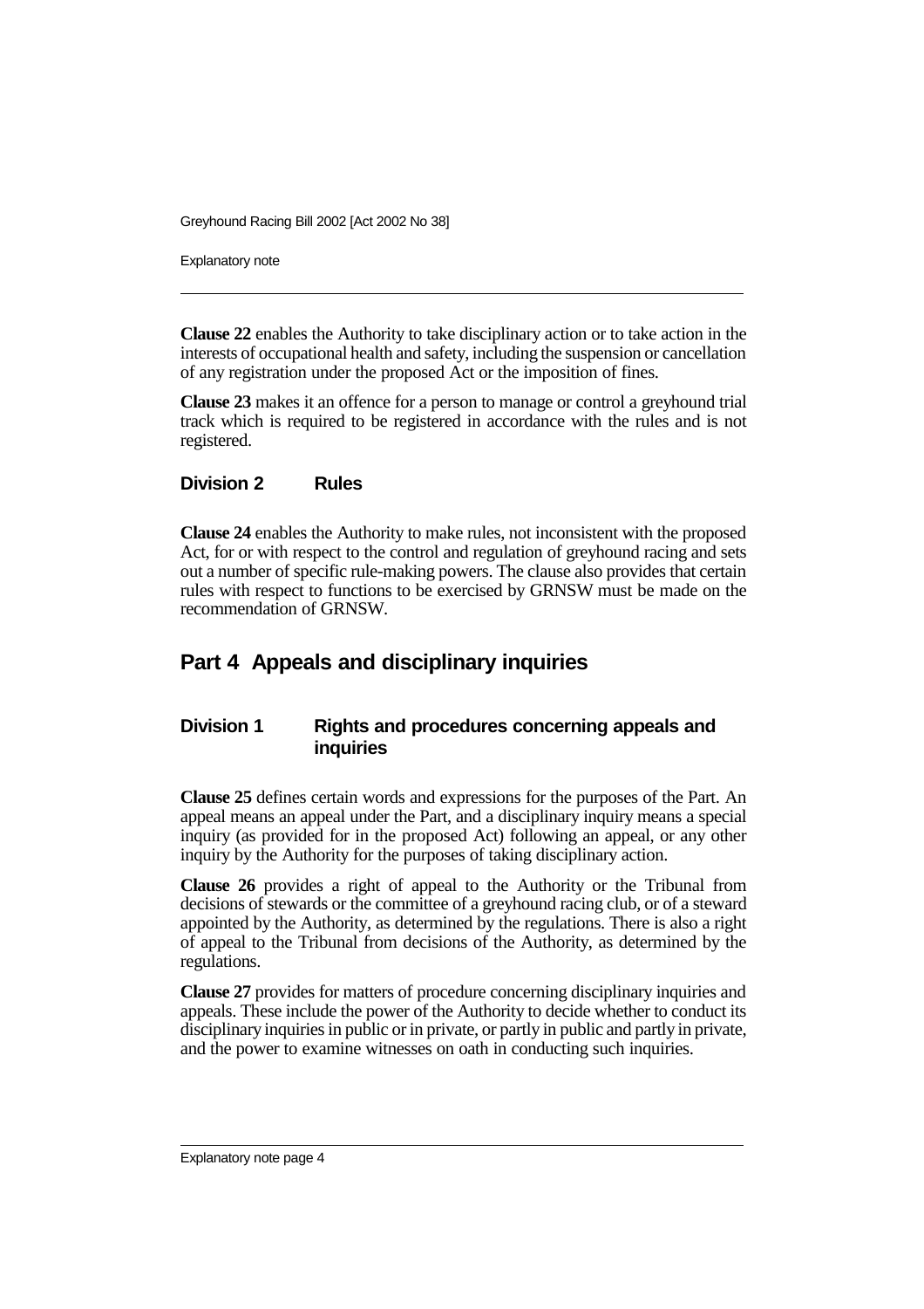**Clause 22** enables the Authority to take disciplinary action or to take action in the interests of occupational health and safety, including the suspension or cancellation of any registration under the proposed Act or the imposition of fines.

**Clause 23** makes it an offence for a person to manage or control a greyhound trial track which is required to be registered in accordance with the rules and is not registered.

### Division 2 Rules

**Clause 24** enables the Authority to make rules, not inconsistent with the proposed Act, for or with respect to the control and regulation of greyhound racing and sets out a number of specific rule-making powers. The clause also provides that certain rules with respect to functions to be exercised by GRNSW must be made on the recommendation of GRNSW.

## Part 4 Appeals and disciplinary inquiries

### Division 1 Rights and procedures concerning appeals and inquiries

**Clause 25** defines certain words and expressions for the purposes of the Part. An appeal means an appeal under the Part, and a disciplinary inquiry means a special inquiry (as provided for in the proposed Act) following an appeal, or any other inquiry by the Authority for the purposes of taking disciplinary action.

**Clause 26** provides a right of appeal to the Authority or the Tribunal from decisions of stewards or the committee of a greyhound racing club, or of a steward appointed by the Authority, as determined by the regulations. There is also a right of appeal to the Tribunal from decisions of the Authority, as determined by the regulations.

**Clause 27** provides for matters of procedure concerning disciplinary inquiries and appeals. These include the power of the Authority to decide whether to conduct its disciplinary inquiries in public or in private, or partly in public and partly in private, and the power to examine witnesses on oath in conducting such inquiries.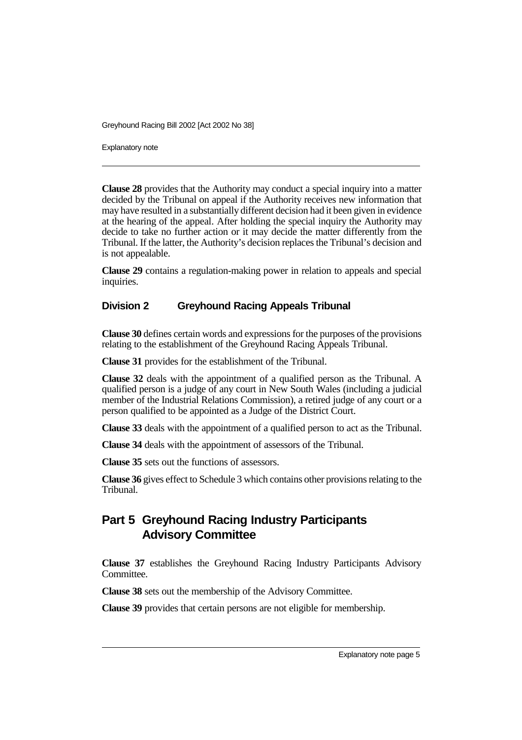**Clause 28** provides that the Authority may conduct a special inquiry into a matter decided by the Tribunal on appeal if the Authority receives new information that may have resulted in a substantially different decision had it been given in evidence at the hearing of the appeal. After holding the special inquiry the Authority may decide to take no further action or it may decide the matter differently from the Tribunal. If the latter, the Authority's decision replaces the Tribunal's decision and is not appealable.

**Clause 29** contains a regulation-making power in relation to appeals and special inquiries.

### Division 2 Greyhound Racing Appeals Tribunal

**Clause 30** defines certain words and expressions for the purposes of the provisions relating to the establishment of the Greyhound Racing Appeals Tribunal.

**Clause 31** provides for the establishment of the Tribunal.

**Clause 32** deals with the appointment of a qualified person as the Tribunal. A qualified person is a judge of any court in New South Wales (including a judicial member of the Industrial Relations Commission), a retired judge of any court or a person qualified to be appointed as a Judge of the District Court.

**Clause 33** deals with the appointment of a qualified person to act as the Tribunal.

**Clause 34** deals with the appointment of assessors of the Tribunal.

**Clause 35** sets out the functions of assessors.

**Clause 36** gives effect to Schedule 3 which contains other provisions relating to the Tribunal.

## Part 5 Greyhound Racing Industry Participants Advisory Committee

**Clause 37** establishes the Greyhound Racing Industry Participants Advisory Committee.

**Clause 38** sets out the membership of the Advisory Committee.

**Clause 39** provides that certain persons are not eligible for membership.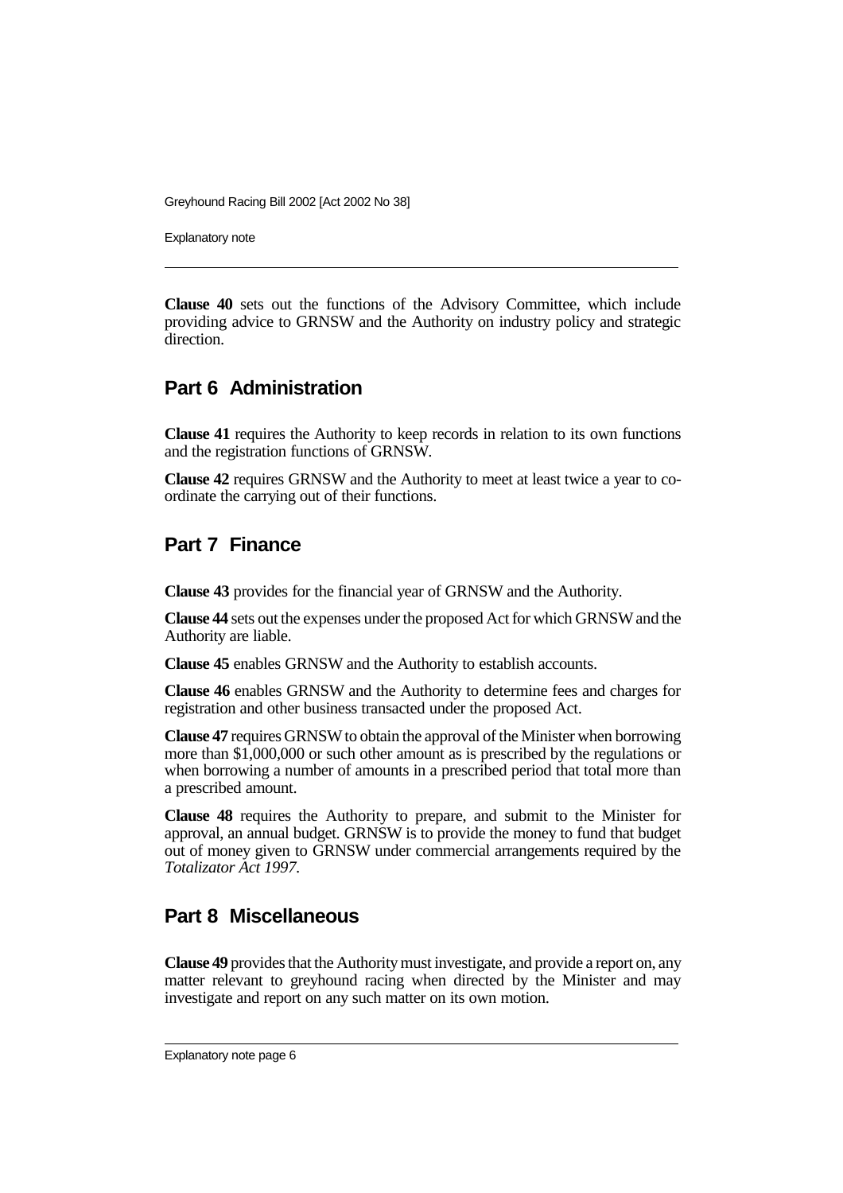**Clause 40** sets out the functions of the Advisory Committee, which include providing advice to GRNSW and the Authority on industry policy and strategic direction.

## Part 6 Administration

**Clause 41** requires the Authority to keep records in relation to its own functions and the registration functions of GRNSW.

**Clause 42** requires GRNSW and the Authority to meet at least twice a year to co-ordinate the carrying out of their functions.

## Part 7 Finance

**Clause 43** provides for the financial year of GRNSW and the Authority.

**Clause 44** sets out the expenses under the proposed Act for which GRNSW and the Authority are liable.

**Clause 45** enables GRNSW and the Authority to establish accounts.

**Clause 46** enables GRNSW and the Authority to determine fees and charges for registration and other business transacted under the proposed Act.

**Clause 47** requires GRNSW to obtain the approval of the Minister when borrowing more than $1,000,000 or such other amount as is prescribed by the regulations or when borrowing a number of amounts in a prescribed period that total more than a prescribed amount.

**Clause 48** requires the Authority to prepare, and submit to the Minister for approval, an annual budget. GRNSW is to provide the money to fund that budget out of money given to GRNSW under commercial arrangements required by the *Totalizator Act 1997*.

## Part 8 Miscellaneous

**Clause 49** provides that the Authority must investigate, and provide a report on, any matter relevant to greyhound racing when directed by the Minister and may investigate and report on any such matter on its own motion.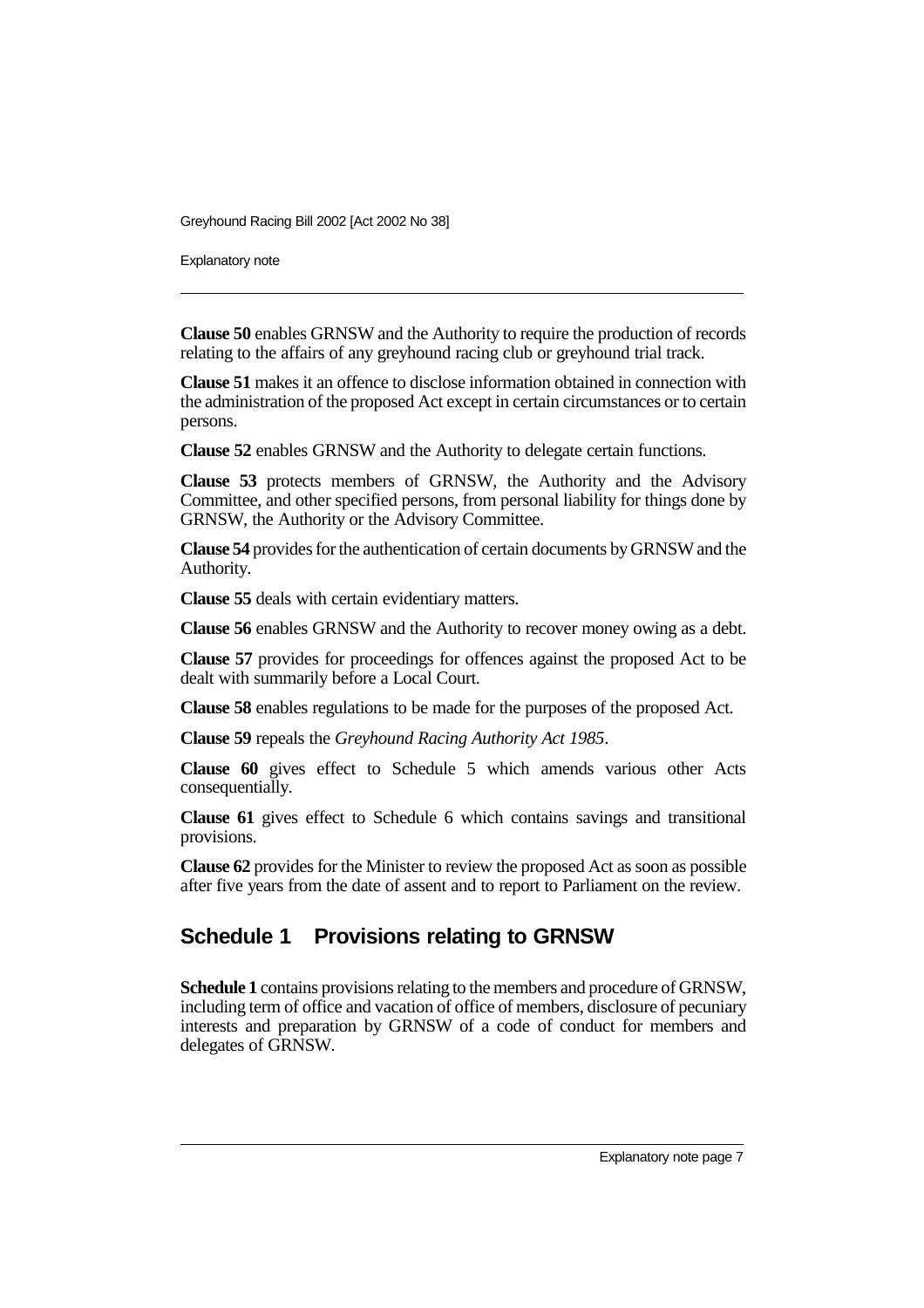**Clause 50** enables GRNSW and the Authority to require the production of records relating to the affairs of any greyhound racing club or greyhound trial track.

**Clause 51** makes it an offence to disclose information obtained in connection with the administration of the proposed Act except in certain circumstances or to certain persons.

**Clause 52** enables GRNSW and the Authority to delegate certain functions.

**Clause 53** protects members of GRNSW, the Authority and the Advisory Committee, and other specified persons, from personal liability for things done by GRNSW, the Authority or the Advisory Committee.

**Clause 54** provides for the authentication of certain documents by GRNSW and the Authority.

**Clause 55** deals with certain evidentiary matters.

**Clause 56** enables GRNSW and the Authority to recover money owing as a debt.

**Clause 57** provides for proceedings for offences against the proposed Act to be dealt with summarily before a Local Court.

**Clause 58** enables regulations to be made for the purposes of the proposed Act.

**Clause 59** repeals the *Greyhound Racing Authority Act 1985*.

**Clause 60** gives effect to Schedule 5 which amends various other Acts consequentially.

**Clause 61** gives effect to Schedule 6 which contains savings and transitional provisions.

**Clause 62** provides for the Minister to review the proposed Act as soon as possible after five years from the date of assent and to report to Parliament on the review.

## Schedule 1 Provisions relating to GRNSW

**Schedule 1** contains provisions relating to the members and procedure of GRNSW, including term of office and vacation of office of members, disclosure of pecuniary interests and preparation by GRNSW of a code of conduct for members and delegates of GRNSW.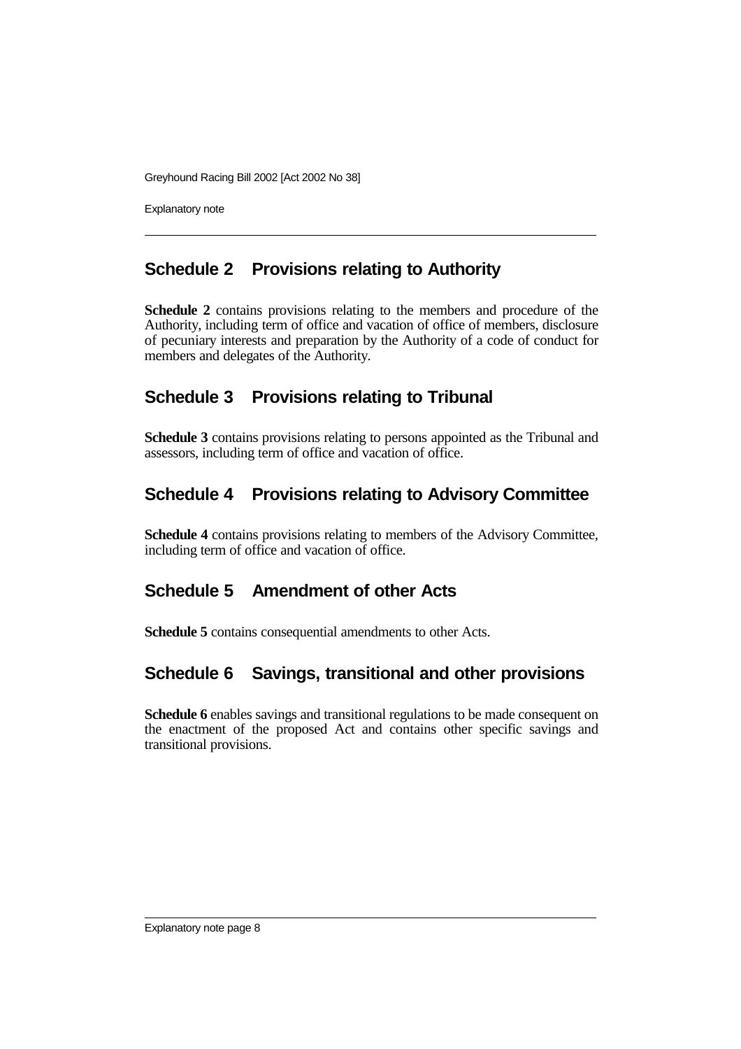## Schedule 2 Provisions relating to Authority

**Schedule 2** contains provisions relating to the members and procedure of the Authority, including term of office and vacation of office of members, disclosure of pecuniary interests and preparation by the Authority of a code of conduct for members and delegates of the Authority.

## Schedule 3 Provisions relating to Tribunal

**Schedule 3** contains provisions relating to persons appointed as the Tribunal and assessors, including term of office and vacation of office.

## Schedule 4 Provisions relating to Advisory Committee

**Schedule 4** contains provisions relating to members of the Advisory Committee, including term of office and vacation of office.

## Schedule 5 Amendment of other Acts

**Schedule 5** contains consequential amendments to other Acts.

## Schedule 6 Savings, transitional and other provisions

**Schedule 6** enables savings and transitional regulations to be made consequent on the enactment of the proposed Act and contains other specific savings and transitional provisions.